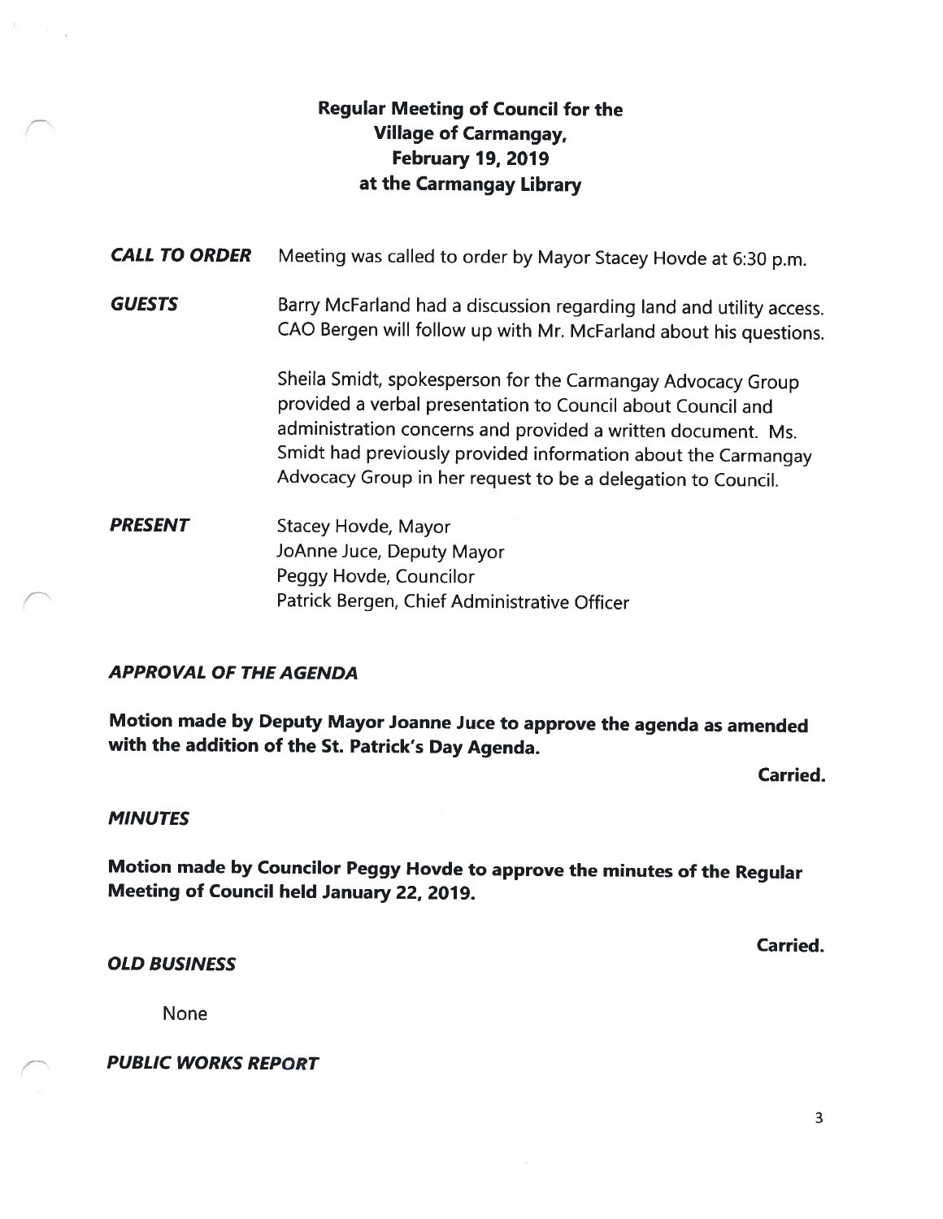# Regular Meeting of Council for the Village of Carmangay, February 19, 2019 at the Carmangay Library

***CALL TO ORDER*** Meeting was called to order by Mayor Stacey Hovde at 6:30 p.m.

***GUESTS*** Barry McFarland had a discussion regarding land and utility access. CAO Bergen will follow up with Mr. McFarland about his questions.

Sheila Smidt, spokesperson for the Carmangay Advocacy Group provided a verbal presentation to Council about Council and administration concerns and provided a written document. Ms. Smidt had previously provided information about the Carmangay Advocacy Group in her request to be a delegation to Council.

***PRESENT***

Stacey Hovde, Mayor
JoAnne Juce, Deputy Mayor
Peggy Hovde, Councilor
Patrick Bergen, Chief Administrative Officer

***APPROVAL OF THE AGENDA***

**Motion made by Deputy Mayor Joanne Juce to approve the agenda as amended with the addition of the St. Patrick's Day Agenda.**

**Carried.**

***MINUTES***

**Motion made by Councilor Peggy Hovde to approve the minutes of the Regular Meeting of Council held January 22, 2019.**

**Carried.**

***OLD BUSINESS***

None

***PUBLIC WORKS REPORT***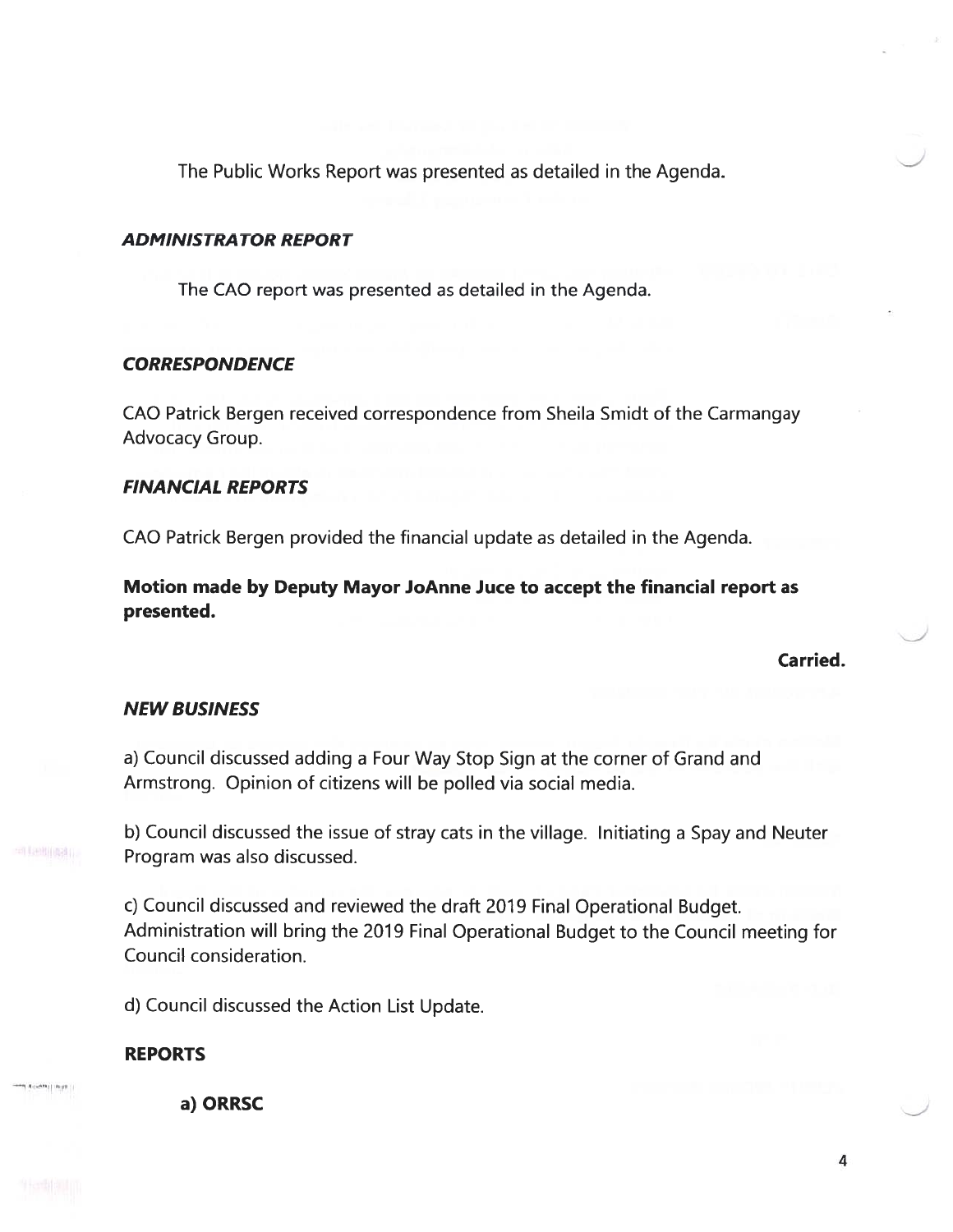The Public Works Report was presented as detailed in the Agenda.

### *ADMINISTRATOR REPORT*

The CAO report was presented as detailed in the Agenda.

### *CORRESPONDENCE*

CAO Patrick Bergen received correspondence from Sheila Smidt of the Carmangay Advocacy Group.

### *FINANCIAL REPORTS*

CAO Patrick Bergen provided the financial update as detailed in the Agenda.

**Motion made by Deputy Mayor JoAnne Juce to accept the financial report as presented.**

**Carried.**

### *NEW BUSINESS*

a) Council discussed adding a Four Way Stop Sign at the corner of Grand and Armstrong. Opinion of citizens will be polled via social media.

b) Council discussed the issue of stray cats in the village. Initiating a Spay and Neuter Program was also discussed.

c) Council discussed and reviewed the draft 2019 Final Operational Budget. Administration will bring the 2019 Final Operational Budget to the Council meeting for Council consideration.

d) Council discussed the Action List Update.

### **REPORTS**

**a) ORRSC**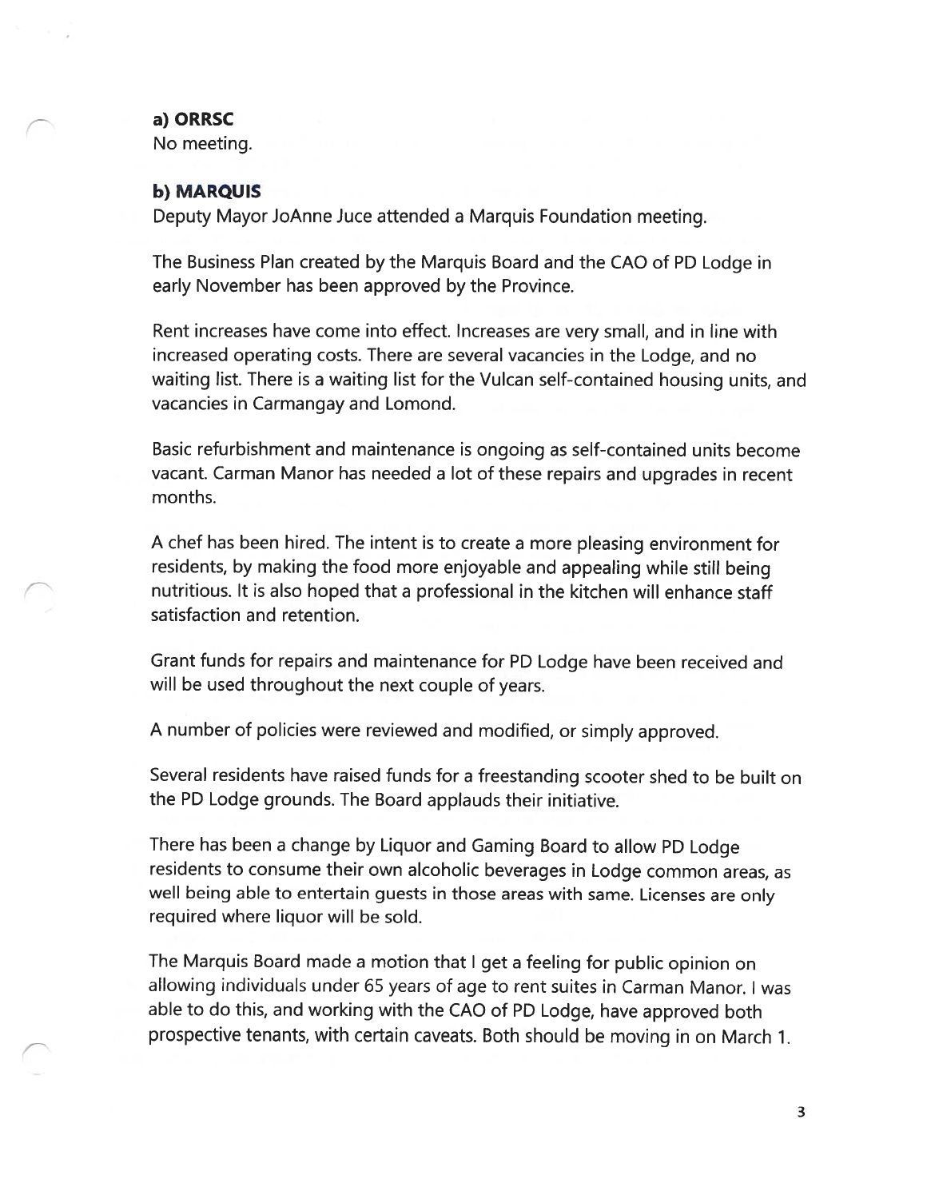**a) ORRSC**

No meeting.

**b) MARQUIS**

Deputy Mayor JoAnne Juce attended a Marquis Foundation meeting.

The Business Plan created by the Marquis Board and the CAO of PD Lodge in early November has been approved by the Province.

Rent increases have come into effect. Increases are very small, and in line with increased operating costs. There are several vacancies in the Lodge, and no waiting list. There is a waiting list for the Vulcan self-contained housing units, and vacancies in Carmangay and Lomond.

Basic refurbishment and maintenance is ongoing as self-contained units become vacant. Carman Manor has needed a lot of these repairs and upgrades in recent months.

A chef has been hired. The intent is to create a more pleasing environment for residents, by making the food more enjoyable and appealing while still being nutritious. It is also hoped that a professional in the kitchen will enhance staff satisfaction and retention.

Grant funds for repairs and maintenance for PD Lodge have been received and will be used throughout the next couple of years.

A number of policies were reviewed and modified, or simply approved.

Several residents have raised funds for a freestanding scooter shed to be built on the PD Lodge grounds. The Board applauds their initiative.

There has been a change by Liquor and Gaming Board to allow PD Lodge residents to consume their own alcoholic beverages in Lodge common areas, as well being able to entertain guests in those areas with same. Licenses are only required where liquor will be sold.

The Marquis Board made a motion that I get a feeling for public opinion on allowing individuals under 65 years of age to rent suites in Carman Manor. I was able to do this, and working with the CAO of PD Lodge, have approved both prospective tenants, with certain caveats. Both should be moving in on March 1.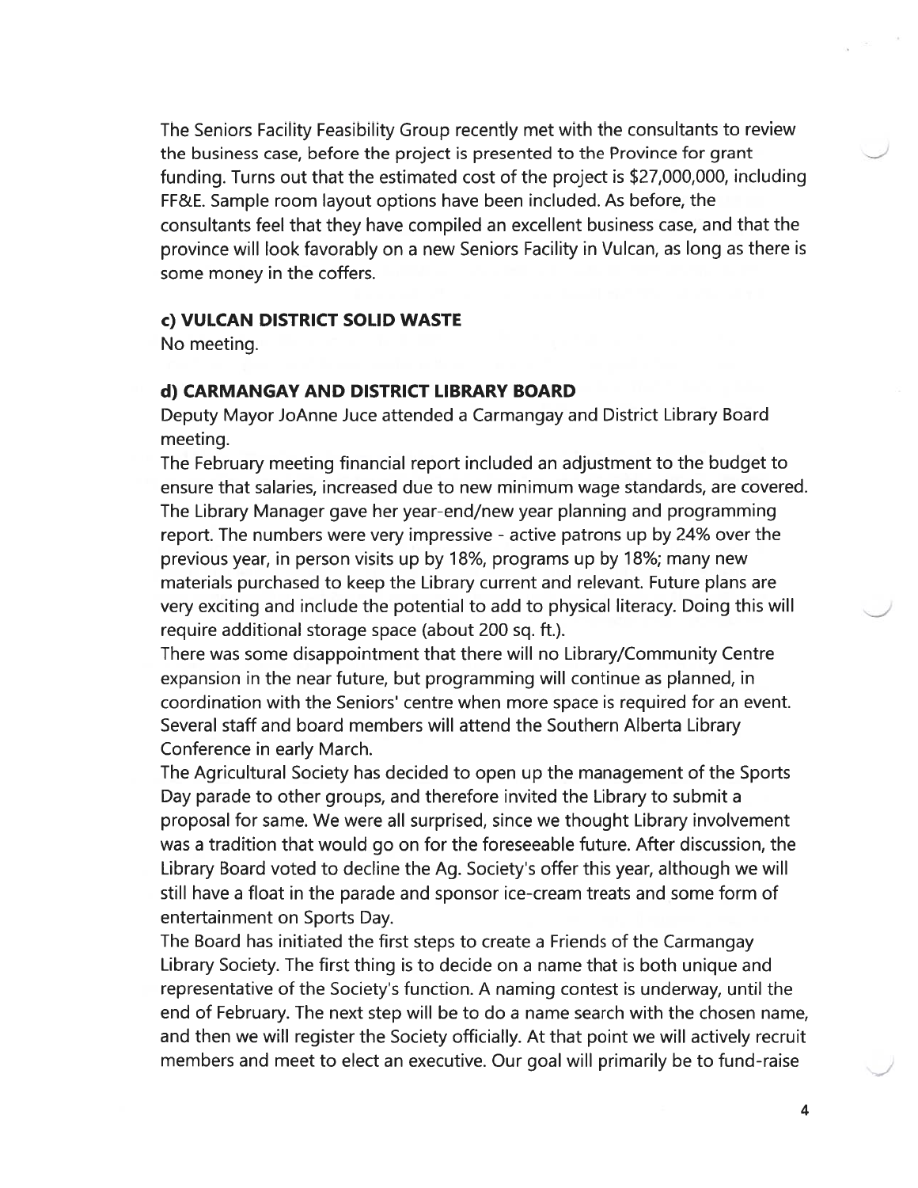The Seniors Facility Feasibility Group recently met with the consultants to review the business case, before the project is presented to the Province for grant funding. Turns out that the estimated cost of the project is $27,000,000, including FF&E. Sample room layout options have been included. As before, the consultants feel that they have compiled an excellent business case, and that the province will look favorably on a new Seniors Facility in Vulcan, as long as there is some money in the coffers.

### c) VULCAN DISTRICT SOLID WASTE

No meeting.

### d) CARMANGAY AND DISTRICT LIBRARY BOARD

Deputy Mayor JoAnne Juce attended a Carmangay and District Library Board meeting.

The February meeting financial report included an adjustment to the budget to ensure that salaries, increased due to new minimum wage standards, are covered. The Library Manager gave her year-end/new year planning and programming report. The numbers were very impressive - active patrons up by 24% over the previous year, in person visits up by 18%, programs up by 18%; many new materials purchased to keep the Library current and relevant. Future plans are very exciting and include the potential to add to physical literacy. Doing this will require additional storage space (about 200 sq. ft.).

There was some disappointment that there will no Library/Community Centre expansion in the near future, but programming will continue as planned, in coordination with the Seniors' centre when more space is required for an event. Several staff and board members will attend the Southern Alberta Library Conference in early March.

The Agricultural Society has decided to open up the management of the Sports Day parade to other groups, and therefore invited the Library to submit a proposal for same. We were all surprised, since we thought Library involvement was a tradition that would go on for the foreseeable future. After discussion, the Library Board voted to decline the Ag. Society's offer this year, although we will still have a float in the parade and sponsor ice-cream treats and some form of entertainment on Sports Day.

The Board has initiated the first steps to create a Friends of the Carmangay Library Society. The first thing is to decide on a name that is both unique and representative of the Society's function. A naming contest is underway, until the end of February. The next step will be to do a name search with the chosen name, and then we will register the Society officially. At that point we will actively recruit members and meet to elect an executive. Our goal will primarily be to fund-raise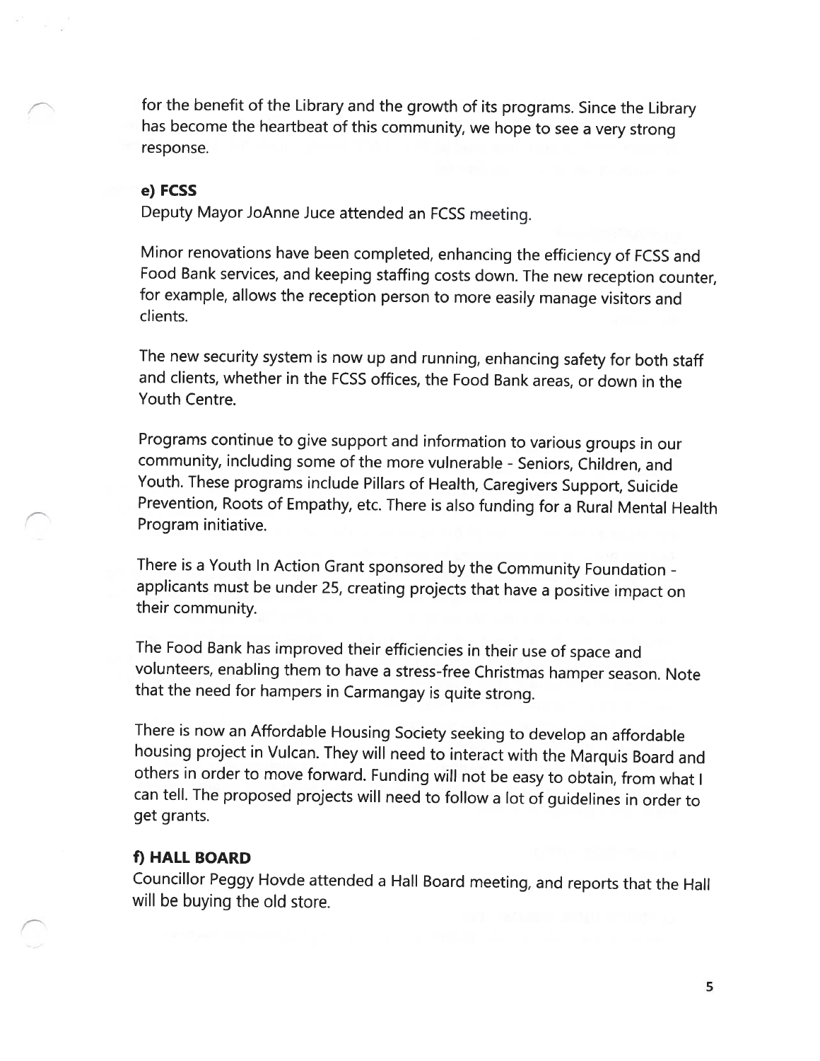for the benefit of the Library and the growth of its programs. Since the Library has become the heartbeat of this community, we hope to see a very strong response.

**e) FCSS**

Deputy Mayor JoAnne Juce attended an FCSS meeting.

Minor renovations have been completed, enhancing the efficiency of FCSS and Food Bank services, and keeping staffing costs down. The new reception counter, for example, allows the reception person to more easily manage visitors and clients.

The new security system is now up and running, enhancing safety for both staff and clients, whether in the FCSS offices, the Food Bank areas, or down in the Youth Centre.

Programs continue to give support and information to various groups in our community, including some of the more vulnerable - Seniors, Children, and Youth. These programs include Pillars of Health, Caregivers Support, Suicide Prevention, Roots of Empathy, etc. There is also funding for a Rural Mental Health Program initiative.

There is a Youth In Action Grant sponsored by the Community Foundation - applicants must be under 25, creating projects that have a positive impact on their community.

The Food Bank has improved their efficiencies in their use of space and volunteers, enabling them to have a stress-free Christmas hamper season. Note that the need for hampers in Carmangay is quite strong.

There is now an Affordable Housing Society seeking to develop an affordable housing project in Vulcan. They will need to interact with the Marquis Board and others in order to move forward. Funding will not be easy to obtain, from what I can tell. The proposed projects will need to follow a lot of guidelines in order to get grants.

**f) HALL BOARD**

Councillor Peggy Hovde attended a Hall Board meeting, and reports that the Hall will be buying the old store.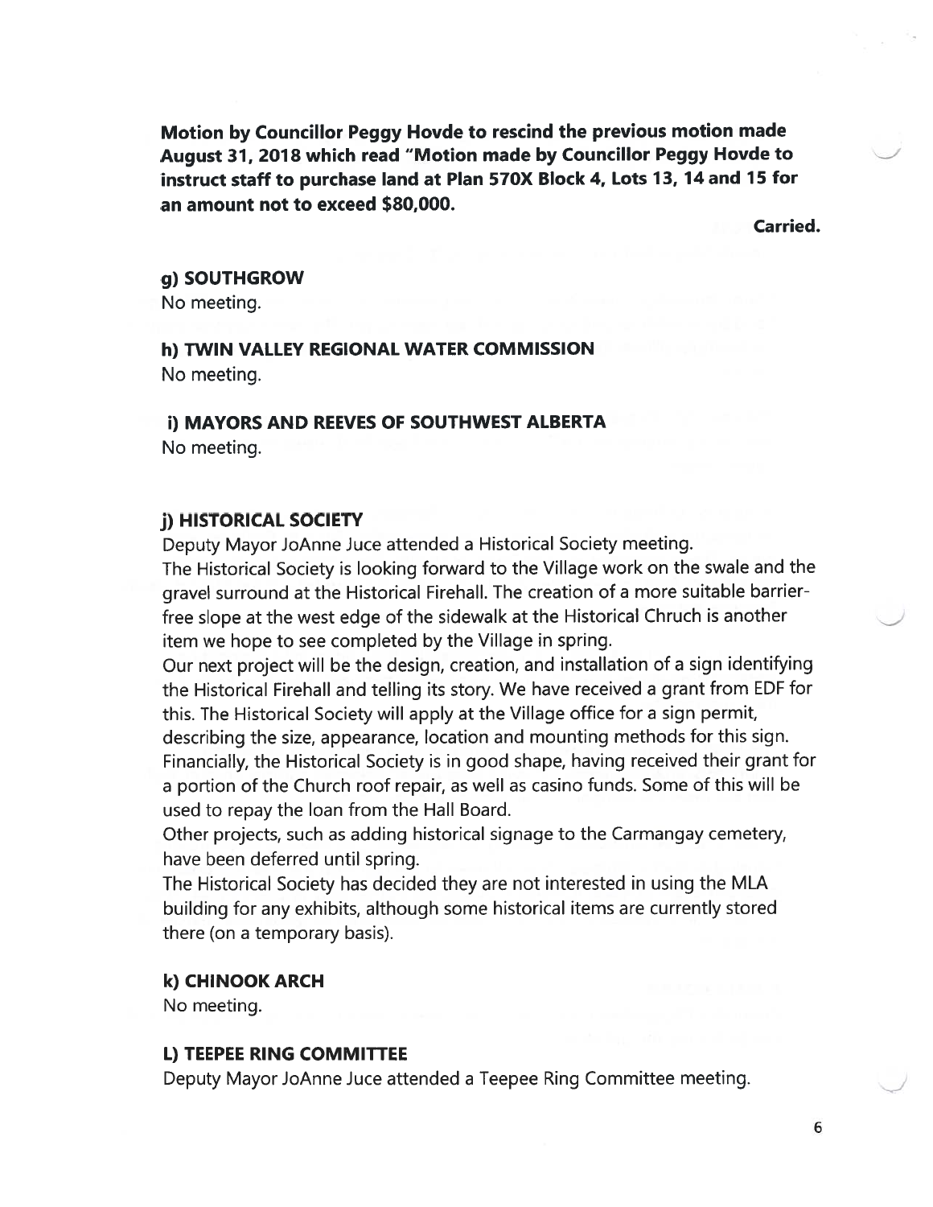**Motion by Councillor Peggy Hovde to rescind the previous motion made August 31, 2018 which read "Motion made by Councillor Peggy Hovde to instruct staff to purchase land at Plan 570X Block 4, Lots 13, 14 and 15 for an amount not to exceed $80,000.**

**Carried.**

### g) SOUTHGROW

No meeting.

### h) TWIN VALLEY REGIONAL WATER COMMISSION

No meeting.

### i) MAYORS AND REEVES OF SOUTHWEST ALBERTA

No meeting.

### j) HISTORICAL SOCIETY

Deputy Mayor JoAnne Juce attended a Historical Society meeting.

The Historical Society is looking forward to the Village work on the swale and the gravel surround at the Historical Firehall. The creation of a more suitable barrier-free slope at the west edge of the sidewalk at the Historical Chruch is another item we hope to see completed by the Village in spring.

Our next project will be the design, creation, and installation of a sign identifying the Historical Firehall and telling its story. We have received a grant from EDF for this. The Historical Society will apply at the Village office for a sign permit, describing the size, appearance, location and mounting methods for this sign.

Financially, the Historical Society is in good shape, having received their grant for a portion of the Church roof repair, as well as casino funds. Some of this will be used to repay the loan from the Hall Board.

Other projects, such as adding historical signage to the Carmangay cemetery, have been deferred until spring.

The Historical Society has decided they are not interested in using the MLA building for any exhibits, although some historical items are currently stored there (on a temporary basis).

### k) CHINOOK ARCH

No meeting.

### L) TEEPEE RING COMMITTEE

Deputy Mayor JoAnne Juce attended a Teepee Ring Committee meeting.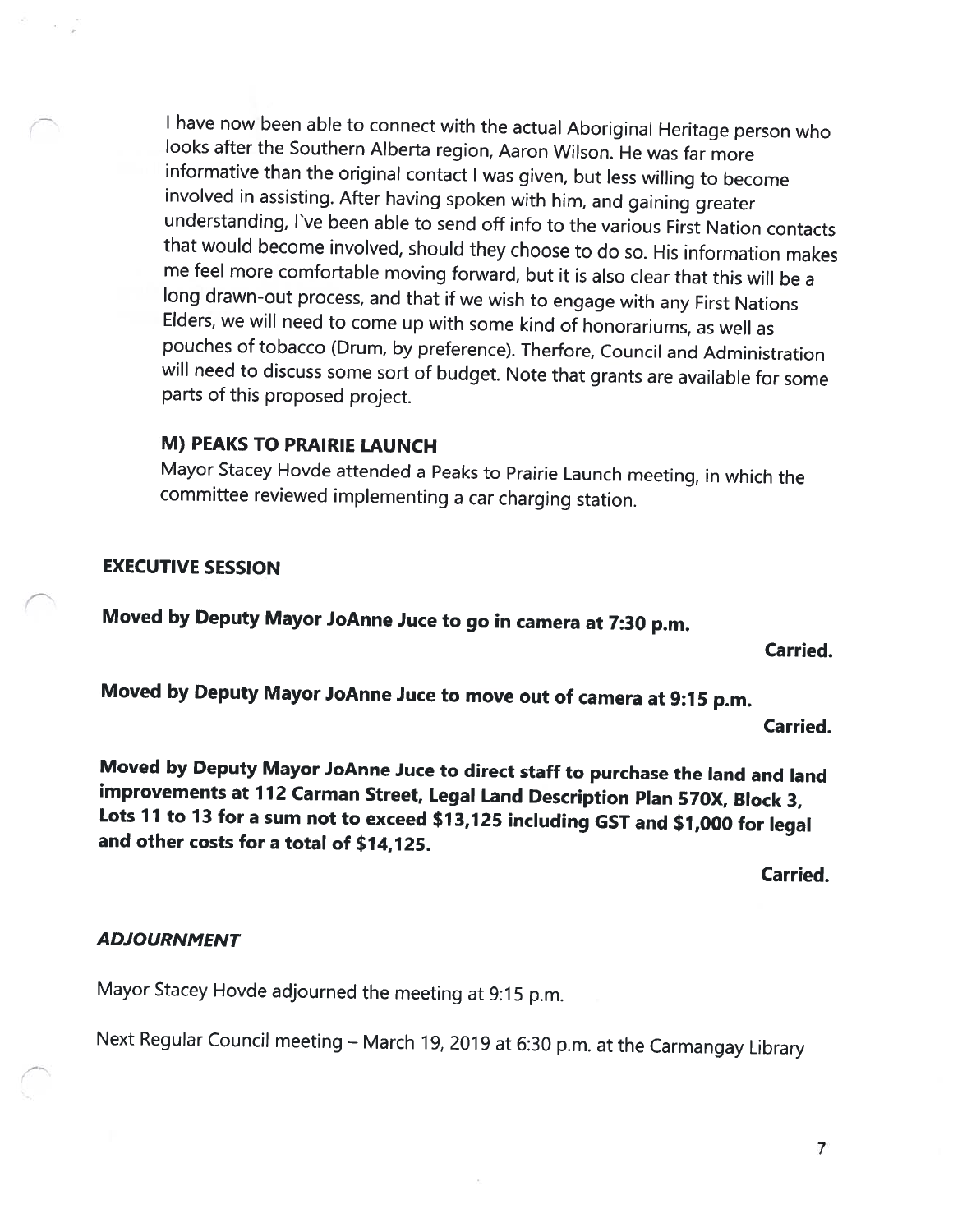I have now been able to connect with the actual Aboriginal Heritage person who looks after the Southern Alberta region, Aaron Wilson. He was far more informative than the original contact I was given, but less willing to become involved in assisting. After having spoken with him, and gaining greater understanding, I've been able to send off info to the various First Nation contacts that would become involved, should they choose to do so. His information makes me feel more comfortable moving forward, but it is also clear that this will be a long drawn-out process, and that if we wish to engage with any First Nations Elders, we will need to come up with some kind of honorariums, as well as pouches of tobacco (Drum, by preference). Therfore, Council and Administration will need to discuss some sort of budget. Note that grants are available for some parts of this proposed project.

### M) PEAKS TO PRAIRIE LAUNCH

Mayor Stacey Hovde attended a Peaks to Prairie Launch meeting, in which the committee reviewed implementing a car charging station.

## EXECUTIVE SESSION

**Moved by Deputy Mayor JoAnne Juce to go in camera at 7:30 p.m.**

**Carried.**

**Moved by Deputy Mayor JoAnne Juce to move out of camera at 9:15 p.m.**

**Carried.**

**Moved by Deputy Mayor JoAnne Juce to direct staff to purchase the land and land improvements at 112 Carman Street, Legal Land Description Plan 570X, Block 3, Lots 11 to 13 for a sum not to exceed $13,125 including GST and $1,000 for legal and other costs for a total of $14,125.**

**Carried.**

## *ADJOURNMENT*

Mayor Stacey Hovde adjourned the meeting at 9:15 p.m.

Next Regular Council meeting – March 19, 2019 at 6:30 p.m. at the Carmangay Library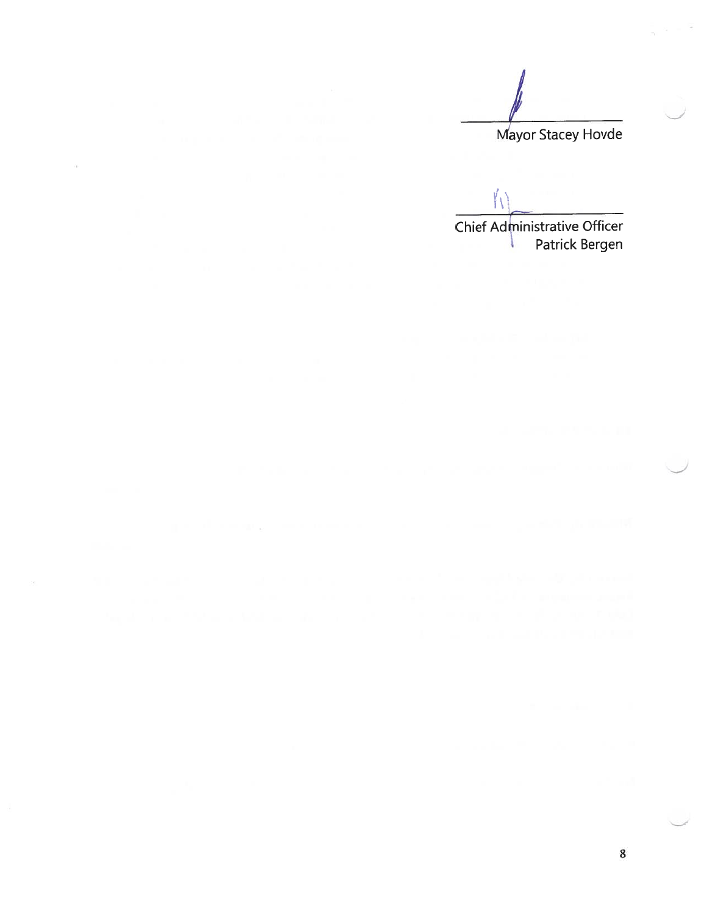Mayor Stacey Hovde

Chief Administrative Officer
Patrick Bergen